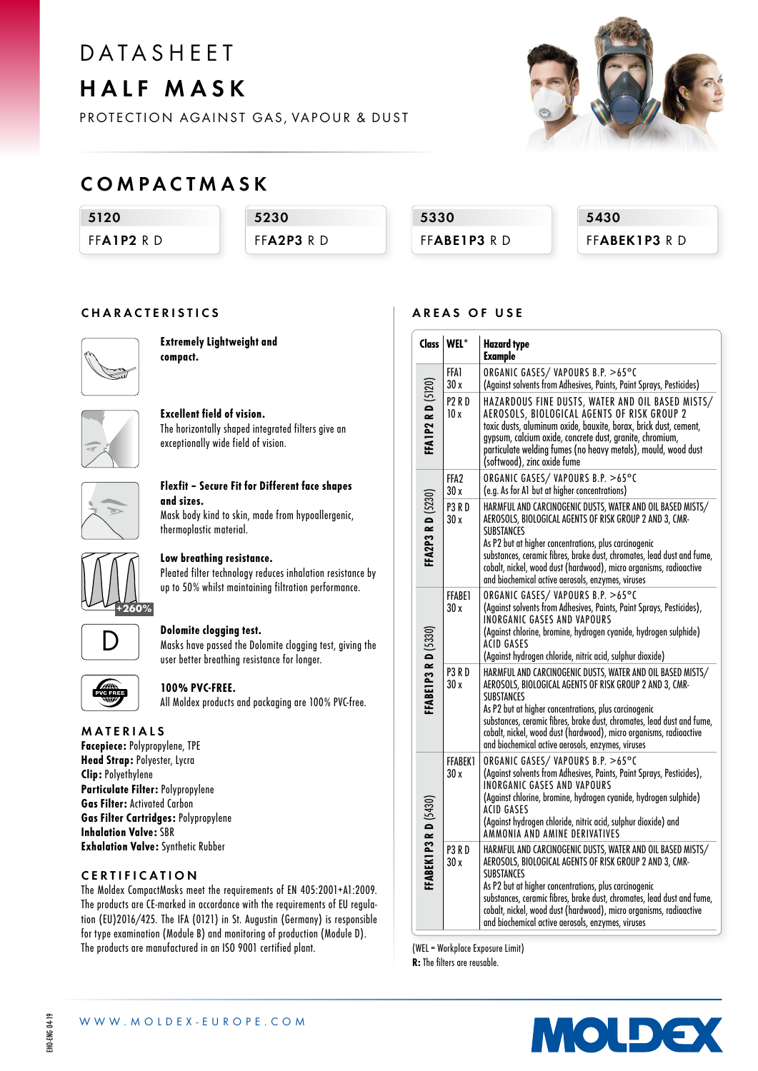# DATASHEET

# HALF MASK

PROTECTION AGAINST GAS, VAPOUR & DUST

## COMPACTMASK

| 5120 | 5230 | 5330 | 5430 |
|---|---|---|---|
| FF**A1P2** R D | FF**A2P3** R D | FF**ABE1P3** R D | FF**ABEK1P3** R D |

## CHARACTERISTICS

**Extremely Lightweight and compact.**

**Excellent field of vision.**
The horizontally shaped integrated filters give an exceptionally wide field of vision.

**Flexfit – Secure Fit for Different face shapes and sizes.**
Mask body kind to skin, made from hypoallergenic, thermoplastic material.

**Low breathing resistance.**
Pleated filter technology reduces inhalation resistance by up to 50% whilst maintaining filtration performance.

+260%

**Dolomite clogging test.**
Masks have passed the Dolomite clogging test, giving the user better breathing resistance for longer.

**100% PVC-FREE.**
All Moldex products and packaging are 100% PVC-free.

## MATERIALS

**Facepiece:** Polypropylene, TPE
**Head Strap:** Polyester, Lycra
**Clip:** Polyethylene
**Particulate Filter:** Polypropylene
**Gas Filter:** Activated Carbon
**Gas Filter Cartridges:** Polypropylene
**Inhalation Valve:** SBR
**Exhalation Valve:** Synthetic Rubber

## CERTIFICATION

The Moldex CompactMasks meet the requirements of EN 405:2001+A1:2009. The products are CE-marked in accordance with the requirements of EU regulation (EU)2016/425. The IFA (0121) in St. Augustin (Germany) is responsible for type examination (Module B) and monitoring of production (Module D). The products are manufactured in an ISO 9001 certified plant.

## AREAS OF USE

| Class | WEL* | Hazard type Example |
|---|---|---|
| FFA1P2 R D (5120) | FFA1 30 x | ORGANIC GASES/ VAPOURS B.P. >65°C (Against solvents from Adhesives, Paints, Paint Sprays, Pesticides) |
| | P2 R D 10 x | HAZARDOUS FINE DUSTS, WATER AND OIL BASED MISTS/ AEROSOLS, BIOLOGICAL AGENTS OF RISK GROUP 2 toxic dusts, aluminum oxide, bauxite, borax, brick dust, cement, gypsum, calcium oxide, concrete dust, granite, chromium, particulate welding fumes (no heavy metals), mould, wood dust (softwood), zinc oxide fume |
| FFA2P3 R D (5230) | FFA2 30 x | ORGANIC GASES/ VAPOURS B.P. >65°C (e.g. As for A1 but at higher concentrations) |
| | P3 R D 30 x | HARMFUL AND CARCINOGENIC DUSTS, WATER AND OIL BASED MISTS/ AEROSOLS, BIOLOGICAL AGENTS OF RISK GROUP 2 AND 3, CMR-SUBSTANCES As P2 but at higher concentrations, plus carcinogenic substances, ceramic fibres, brake dust, chromates, lead dust and fume, cobalt, nickel, wood dust (hardwood), micro organisms, radioactive and biochemical active aerosols, enzymes, viruses |
| FFABE1P3 R D (5330) | FFABE1 30 x | ORGANIC GASES/ VAPOURS B.P. >65°C (Against solvents from Adhesives, Paints, Paint Sprays, Pesticides), INORGANIC GASES AND VAPOURS (Against chlorine, bromine, hydrogen cyanide, hydrogen sulphide) ACID GASES (Against hydrogen chloride, nitric acid, sulphur dioxide) |
| | P3 R D 30 x | HARMFUL AND CARCINOGENIC DUSTS, WATER AND OIL BASED MISTS/ AEROSOLS, BIOLOGICAL AGENTS OF RISK GROUP 2 AND 3, CMR-SUBSTANCES As P2 but at higher concentrations, plus carcinogenic substances, ceramic fibres, brake dust, chromates, lead dust and fume, cobalt, nickel, wood dust (hardwood), micro organisms, radioactive and biochemical active aerosols, enzymes, viruses |
| FFABEK1P3 R D (5430) | FFABEK1 30 x | ORGANIC GASES/ VAPOURS B.P. >65°C (Against solvents from Adhesives, Paints, Paint Sprays, Pesticides), INORGANIC GASES AND VAPOURS (Against chlorine, bromine, hydrogen cyanide, hydrogen sulphide) ACID GASES (Against hydrogen chloride, nitric acid, sulphur dioxide) and AMMONIA AND AMINE DERIVATIVES |
| | P3 R D 30 x | HARMFUL AND CARCINOGENIC DUSTS, WATER AND OIL BASED MISTS/ AEROSOLS, BIOLOGICAL AGENTS OF RISK GROUP 2 AND 3, CMR-SUBSTANCES As P2 but at higher concentrations, plus carcinogenic substances, ceramic fibres, brake dust, chromates, lead dust and fume, cobalt, nickel, wood dust (hardwood), micro organisms, radioactive and biochemical active aerosols, enzymes, viruses |

(WEL = Workplace Exposure Limit)
**R:** The filters are reusable.

WWW.MOLDEX-EUROPE.COM

EHO-ENG 04-19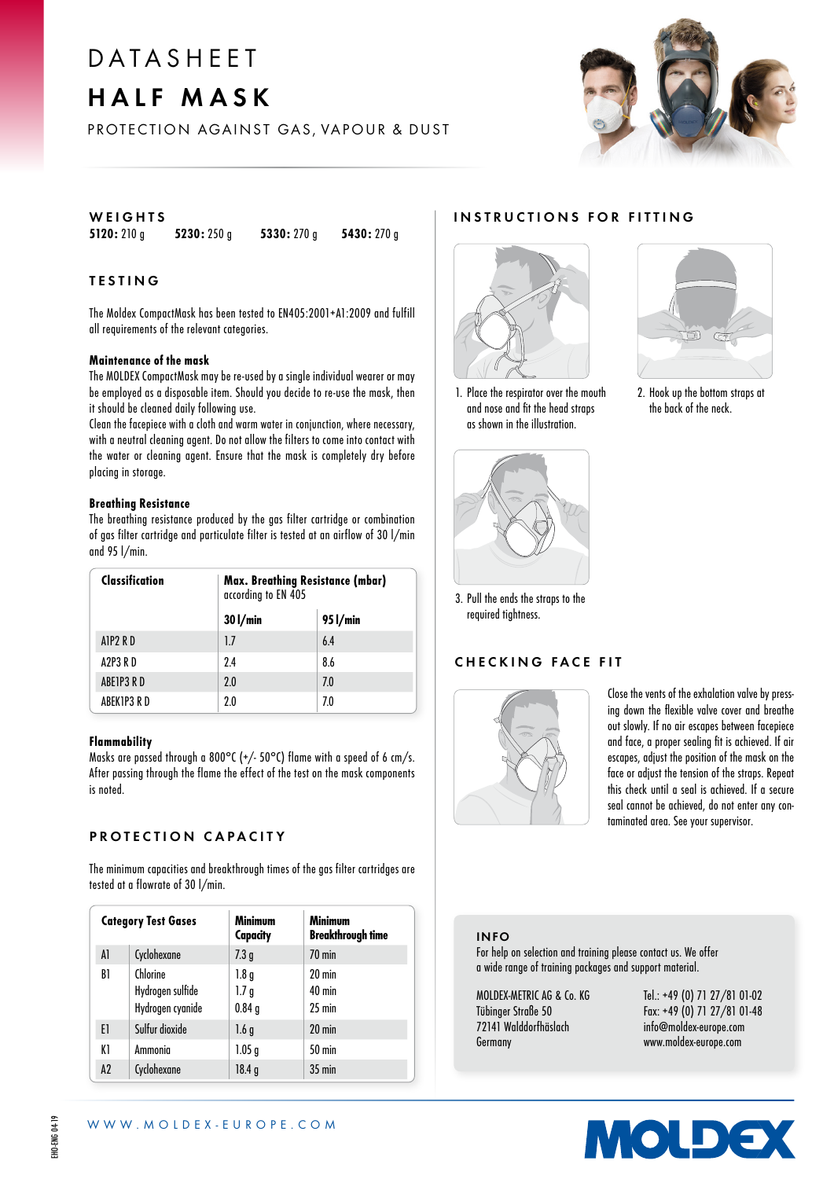# DATASHEET

# HALF MASK

PROTECTION AGAINST GAS, VAPOUR & DUST

## WEIGHTS

**5120:** 210 g **5230:** 250 g **5330:** 270 g **5430:** 270 g

## TESTING

The Moldex CompactMask has been tested to EN405:2001+A1:2009 and fulfill all requirements of the relevant categories.

**Maintenance of the mask**

The MOLDEX CompactMask may be re-used by a single individual wearer or may be employed as a disposable item. Should you decide to re-use the mask, then it should be cleaned daily following use.

Clean the facepiece with a cloth and warm water in conjunction, where necessary, with a neutral cleaning agent. Do not allow the filters to come into contact with the water or cleaning agent. Ensure that the mask is completely dry before placing in storage.

**Breathing Resistance**

The breathing resistance produced by the gas filter cartridge or combination of gas filter cartridge and particulate filter is tested at an airflow of 30 l/min and 95 l/min.

| Classification | Max. Breathing Resistance (mbar) according to EN 405 | |
|---|---|---|
| | **30 l/min** | **95 l/min** |
| A1P2 R D | 1.7 | 6.4 |
| A2P3 R D | 2.4 | 8.6 |
| ABE1P3 R D | 2.0 | 7.0 |
| ABEK1P3 R D | 2.0 | 7.0 |

**Flammability**

Masks are passed through a 800°C (+/- 50°C) flame with a speed of 6 cm/s. After passing through the flame the effect of the test on the mask components is noted.

## PROTECTION CAPACITY

The minimum capacities and breakthrough times of the gas filter cartridges are tested at a flowrate of 30 l/min.

| Category Test Gases | | Minimum Capacity | Minimum Breakthrough time |
|---|---|---|---|
| A1 | Cyclohexane | 7.3 g | 70 min |
| B1 | Chlorine | 1.8 g | 20 min |
| | Hydrogen sulfide | 1.7 g | 40 min |
| | Hydrogen cyanide | 0.84 g | 25 min |
| E1 | Sulfur dioxide | 1.6 g | 20 min |
| K1 | Ammonia | 1.05 g | 50 min |
| A2 | Cyclohexane | 18.4 g | 35 min |

## INSTRUCTIONS FOR FITTING

1. Place the respirator over the mouth and nose and fit the head straps as shown in the illustration.
2. Hook up the bottom straps at the back of the neck.
3. Pull the ends the straps to the required tightness.

## CHECKING FACE FIT

Close the vents of the exhalation valve by pressing down the flexible valve cover and breathe out slowly. If no air escapes between facepiece and face, a proper sealing fit is achieved. If air escapes, adjust the position of the mask on the face or adjust the tension of the straps. Repeat this check until a seal is achieved. If a secure seal cannot be achieved, do not enter any contaminated area. See your supervisor.

## INFO

For help on selection and training please contact us. We offer a wide range of training packages and support material.

MOLDEX-METRIC AG & Co. KG
Tübinger Straße 50
72141 Walddorfhäslach
Germany

Tel.: +49 (0) 71 27/81 01-02
Fax: +49 (0) 71 27/81 01-48
info@moldex-europe.com
www.moldex-europe.com

WWW.MOLDEX-EUROPE.COM

EHO-ENG 04-19

MOLDEX